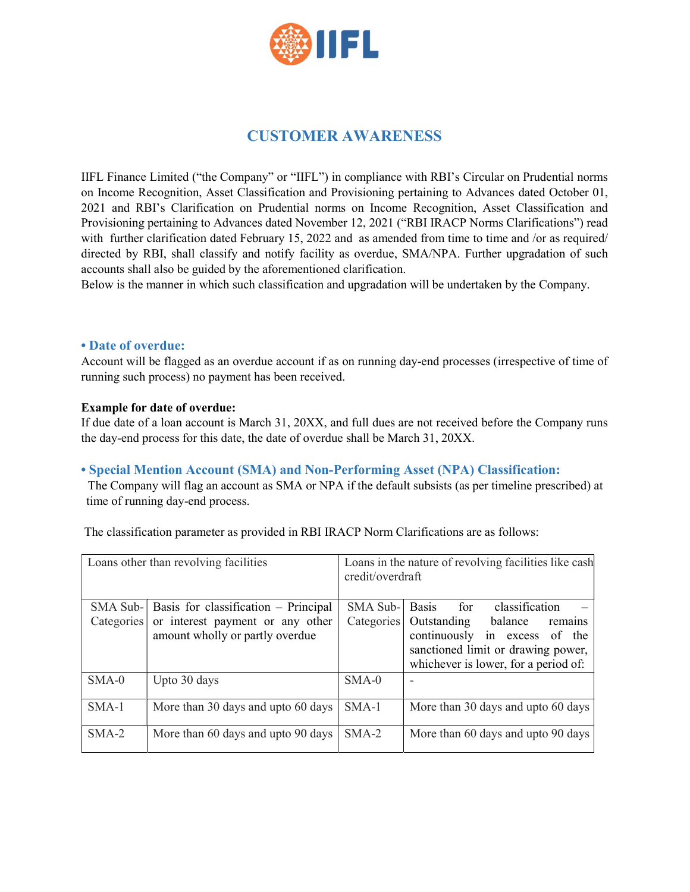# CUSTOMER AWARENESS

IIFL Finance Limited ("the Company" or "IIFL") in compliance with RBI's Circular on Prudential norms on Income Recognition, Asset Classification and Provisioning pertaining to Advances dated October 01, 2021 and RBI's Clarification on Prudential norms on Income Recognition, Asset Classification and Provisioning pertaining to Advances dated November 12, 2021 ("RBI IRACP Norms Clarifications") read with further clarification dated February 15, 2022 and as amended from time to time and /or as required/ directed by RBI, shall classify and notify facility as overdue, SMA/NPA. Further upgradation of such accounts shall also be guided by the aforementioned clarification.
Below is the manner in which such classification and upgradation will be undertaken by the Company.

## • Date of overdue:

Account will be flagged as an overdue account if as on running day-end processes (irrespective of time of running such process) no payment has been received.

**Example for date of overdue:**
If due date of a loan account is March 31, 20XX, and full dues are not received before the Company runs the day-end process for this date, the date of overdue shall be March 31, 20XX.

## • Special Mention Account (SMA) and Non-Performing Asset (NPA) Classification:

The Company will flag an account as SMA or NPA if the default subsists (as per timeline prescribed) at time of running day-end process.

The classification parameter as provided in RBI IRACP Norm Clarifications are as follows:

| Loans other than revolving facilities | | Loans in the nature of revolving facilities like cash credit/overdraft | |
|---|---|---|---|
| SMA Sub-Categories | Basis for classification – Principal or interest payment or any other amount wholly or partly overdue | SMA Sub-Categories | Basis for classification – Outstanding balance remains continuously in excess of the sanctioned limit or drawing power, whichever is lower, for a period of: |
| SMA-0 | Upto 30 days | SMA-0 | - |
| SMA-1 | More than 30 days and upto 60 days | SMA-1 | More than 30 days and upto 60 days |
| SMA-2 | More than 60 days and upto 90 days | SMA-2 | More than 60 days and upto 90 days |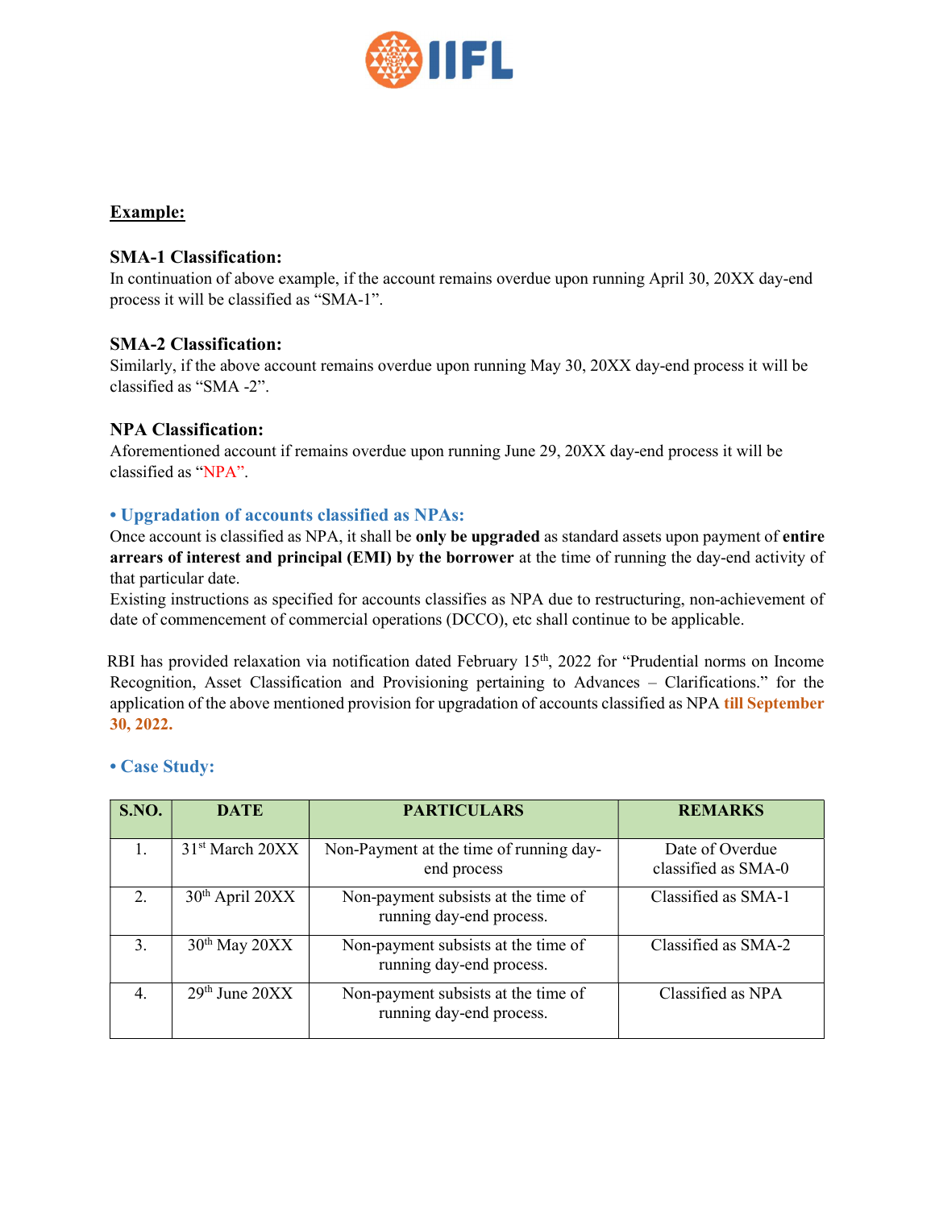**Example:**

### SMA-1 Classification:

In continuation of above example, if the account remains overdue upon running April 30, 20XX day-end process it will be classified as "SMA-1".

### SMA-2 Classification:

Similarly, if the above account remains overdue upon running May 30, 20XX day-end process it will be classified as "SMA -2".

### NPA Classification:

Aforementioned account if remains overdue upon running June 29, 20XX day-end process it will be classified as "NPA".

## • Upgradation of accounts classified as NPAs:

Once account is classified as NPA, it shall be **only be upgraded** as standard assets upon payment of **entire arrears of interest and principal (EMI) by the borrower** at the time of running the day-end activity of that particular date.

Existing instructions as specified for accounts classifies as NPA due to restructuring, non-achievement of date of commencement of commercial operations (DCCO), etc shall continue to be applicable.

RBI has provided relaxation via notification dated February 15th, 2022 for "Prudential norms on Income Recognition, Asset Classification and Provisioning pertaining to Advances – Clarifications." for the application of the above mentioned provision for upgradation of accounts classified as NPA **till September 30, 2022.**

## • Case Study:

| S.NO. | DATE | PARTICULARS | REMARKS |
|---|---|---|---|
| 1. | 31st March 20XX | Non-Payment at the time of running day-end process | Date of Overdue classified as SMA-0 |
| 2. | 30th April 20XX | Non-payment subsists at the time of running day-end process. | Classified as SMA-1 |
| 3. | 30th May 20XX | Non-payment subsists at the time of running day-end process. | Classified as SMA-2 |
| 4. | 29th June 20XX | Non-payment subsists at the time of running day-end process. | Classified as NPA |